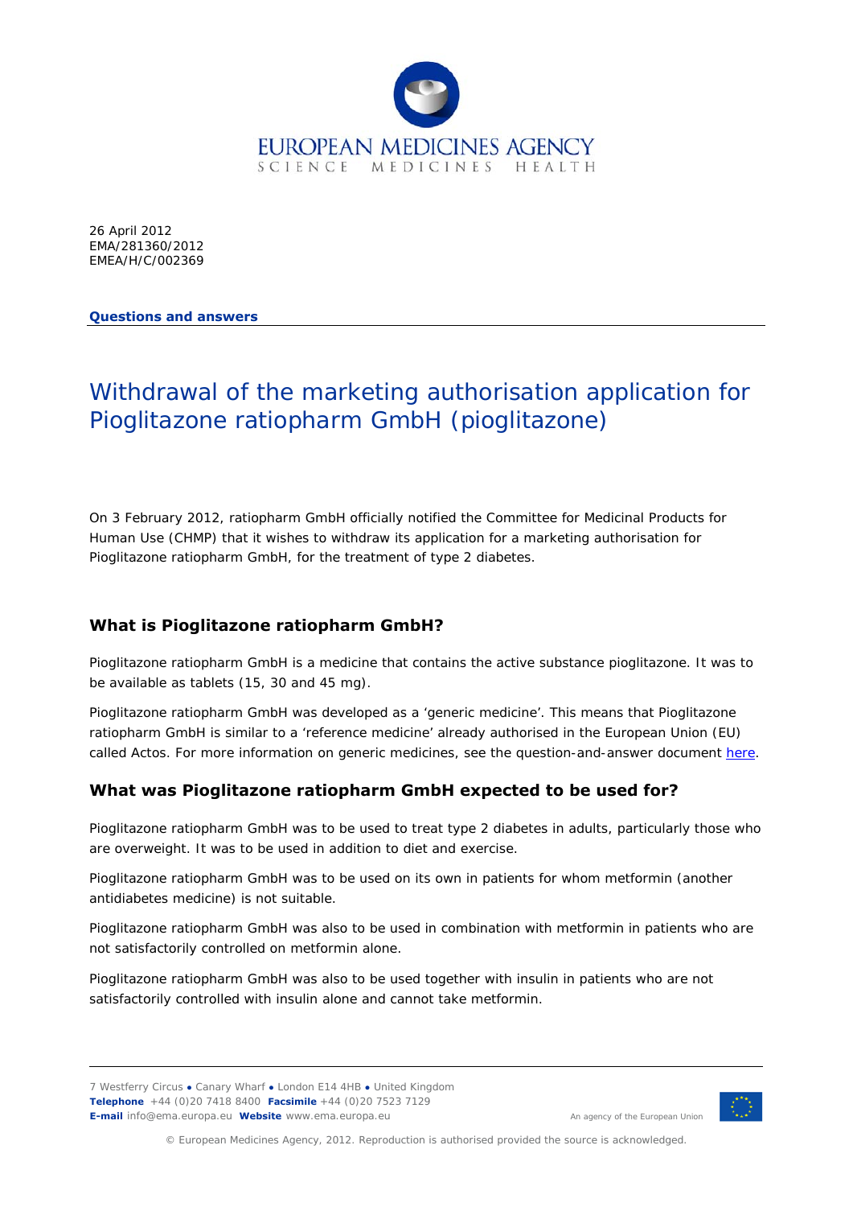26 April 2012
EMA/281360/2012
EMEA/H/C/002369

**Questions and answers**

# Withdrawal of the marketing authorisation application for Pioglitazone ratiopharm GmbH (pioglitazone)

On 3 February 2012, ratiopharm GmbH officially notified the Committee for Medicinal Products for Human Use (CHMP) that it wishes to withdraw its application for a marketing authorisation for Pioglitazone ratiopharm GmbH, for the treatment of type 2 diabetes.

## What is Pioglitazone ratiopharm GmbH?

Pioglitazone ratiopharm GmbH is a medicine that contains the active substance pioglitazone. It was to be available as tablets (15, 30 and 45 mg).

Pioglitazone ratiopharm GmbH was developed as a 'generic medicine'. This means that Pioglitazone ratiopharm GmbH is similar to a 'reference medicine' already authorised in the European Union (EU) called Actos. For more information on generic medicines, see the question-and-answer document here.

## What was Pioglitazone ratiopharm GmbH expected to be used for?

Pioglitazone ratiopharm GmbH was to be used to treat type 2 diabetes in adults, particularly those who are overweight. It was to be used in addition to diet and exercise.

Pioglitazone ratiopharm GmbH was to be used on its own in patients for whom metformin (another antidiabetes medicine) is not suitable.

Pioglitazone ratiopharm GmbH was also to be used in combination with metformin in patients who are not satisfactorily controlled on metformin alone.

Pioglitazone ratiopharm GmbH was also to be used together with insulin in patients who are not satisfactorily controlled with insulin alone and cannot take metformin.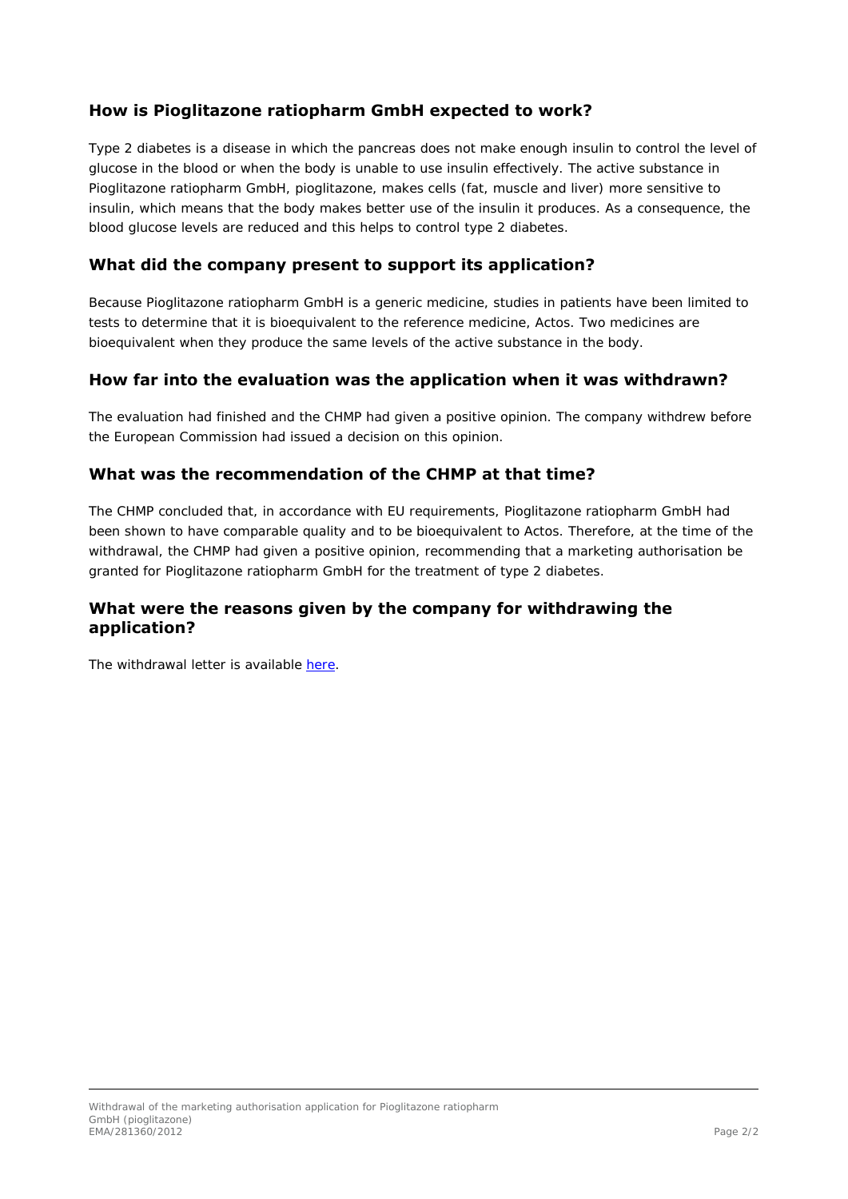## How is Pioglitazone ratiopharm GmbH expected to work?

Type 2 diabetes is a disease in which the pancreas does not make enough insulin to control the level of glucose in the blood or when the body is unable to use insulin effectively. The active substance in Pioglitazone ratiopharm GmbH, pioglitazone, makes cells (fat, muscle and liver) more sensitive to insulin, which means that the body makes better use of the insulin it produces. As a consequence, the blood glucose levels are reduced and this helps to control type 2 diabetes.

## What did the company present to support its application?

Because Pioglitazone ratiopharm GmbH is a generic medicine, studies in patients have been limited to tests to determine that it is bioequivalent to the reference medicine, Actos. Two medicines are bioequivalent when they produce the same levels of the active substance in the body.

## How far into the evaluation was the application when it was withdrawn?

The evaluation had finished and the CHMP had given a positive opinion. The company withdrew before the European Commission had issued a decision on this opinion.

## What was the recommendation of the CHMP at that time?

The CHMP concluded that, in accordance with EU requirements, Pioglitazone ratiopharm GmbH had been shown to have comparable quality and to be bioequivalent to Actos. Therefore, at the time of the withdrawal, the CHMP had given a positive opinion, recommending that a marketing authorisation be granted for Pioglitazone ratiopharm GmbH for the treatment of type 2 diabetes.

## What were the reasons given by the company for withdrawing the application?

The withdrawal letter is available here.